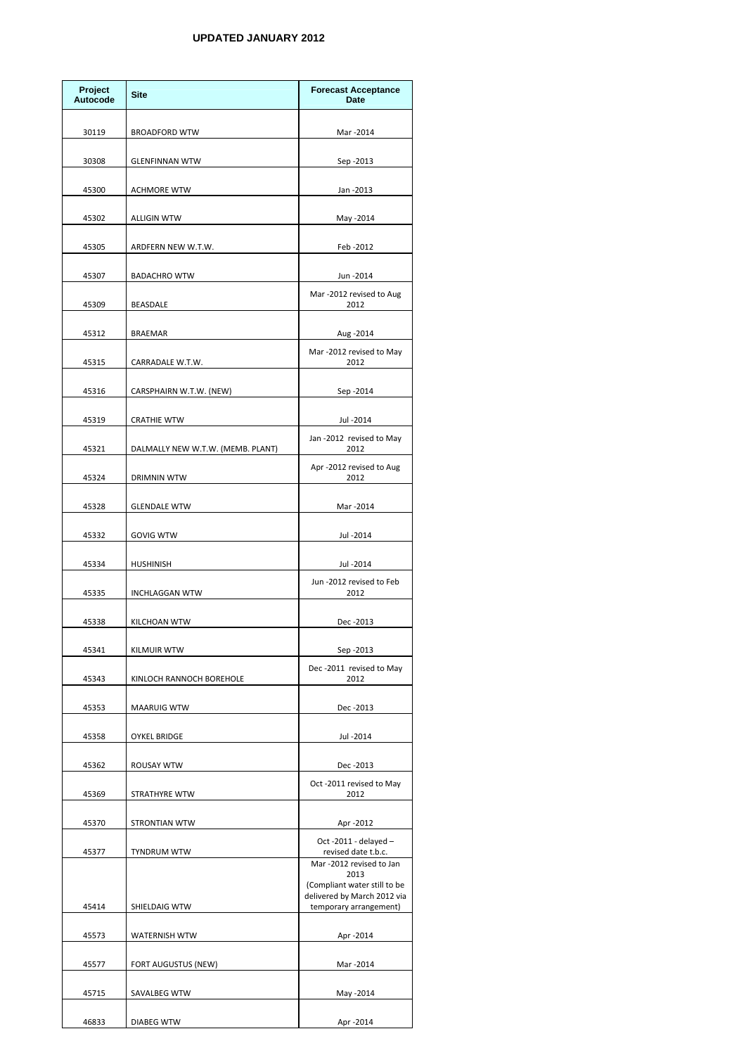**UPDATED JANUARY 2012**

| Project Autocode | Site | Forecast Acceptance Date |
|---|---|---|
| 30119 | BROADFORD WTW | Mar -2014 |
| 30308 | GLENFINNAN WTW | Sep -2013 |
| 45300 | ACHMORE WTW | Jan -2013 |
| 45302 | ALLIGIN WTW | May -2014 |
| 45305 | ARDFERN NEW W.T.W. | Feb -2012 |
| 45307 | BADACHRO WTW | Jun -2014 |
| 45309 | BEASDALE | Mar -2012 revised to Aug 2012 |
| 45312 | BRAEMAR | Aug -2014 |
| 45315 | CARRADALE W.T.W. | Mar -2012 revised to May 2012 |
| 45316 | CARSPHAIRN W.T.W. (NEW) | Sep -2014 |
| 45319 | CRATHIE WTW | Jul -2014 |
| 45321 | DALMALLY NEW W.T.W. (MEMB. PLANT) | Jan -2012 revised to May 2012 |
| 45324 | DRIMNIN WTW | Apr -2012 revised to Aug 2012 |
| 45328 | GLENDALE WTW | Mar -2014 |
| 45332 | GOVIG WTW | Jul -2014 |
| 45334 | HUSHINISH | Jul -2014 |
| 45335 | INCHLAGGAN WTW | Jun -2012 revised to Feb 2012 |
| 45338 | KILCHOAN WTW | Dec -2013 |
| 45341 | KILMUIR WTW | Sep -2013 |
| 45343 | KINLOCH RANNOCH BOREHOLE | Dec -2011 revised to May 2012 |
| 45353 | MAARUIG WTW | Dec -2013 |
| 45358 | OYKEL BRIDGE | Jul -2014 |
| 45362 | ROUSAY WTW | Dec -2013 |
| 45369 | STRATHYRE WTW | Oct -2011 revised to May 2012 |
| 45370 | STRONTIAN WTW | Apr -2012 |
| 45377 | TYNDRUM WTW | Oct -2011 - delayed – revised date t.b.c. |
| 45414 | SHIELDAIG WTW | Mar -2012 revised to Jan 2013 (Compliant water still to be delivered by March 2012 via temporary arrangement) |
| 45573 | WATERNISH WTW | Apr -2014 |
| 45577 | FORT AUGUSTUS (NEW) | Mar -2014 |
| 45715 | SAVALBEG WTW | May -2014 |
| 46833 | DIABEG WTW | Apr -2014 |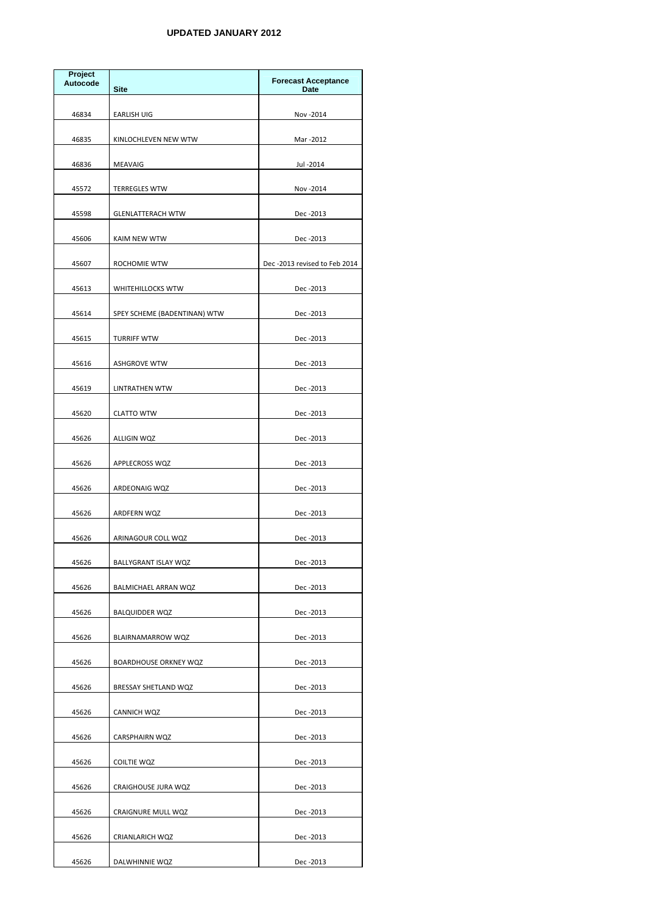**UPDATED JANUARY 2012**

| Project Autocode | Site | Forecast Acceptance Date |
|---|---|---|
| 46834 | EARLISH UIG | Nov -2014 |
| 46835 | KINLOCHLEVEN NEW WTW | Mar -2012 |
| 46836 | MEAVAIG | Jul -2014 |
| 45572 | TERREGLES WTW | Nov -2014 |
| 45598 | GLENLATTERACH WTW | Dec -2013 |
| 45606 | KAIM NEW WTW | Dec -2013 |
| 45607 | ROCHOMIE WTW | Dec -2013 revised to Feb 2014 |
| 45613 | WHITEHILLOCKS WTW | Dec -2013 |
| 45614 | SPEY SCHEME (BADENTINAN) WTW | Dec -2013 |
| 45615 | TURRIFF WTW | Dec -2013 |
| 45616 | ASHGROVE WTW | Dec -2013 |
| 45619 | LINTRATHEN WTW | Dec -2013 |
| 45620 | CLATTO WTW | Dec -2013 |
| 45626 | ALLIGIN WQZ | Dec -2013 |
| 45626 | APPLECROSS WQZ | Dec -2013 |
| 45626 | ARDEONAIG WQZ | Dec -2013 |
| 45626 | ARDFERN WQZ | Dec -2013 |
| 45626 | ARINAGOUR COLL WQZ | Dec -2013 |
| 45626 | BALLYGRANT ISLAY WQZ | Dec -2013 |
| 45626 | BALMICHAEL ARRAN WQZ | Dec -2013 |
| 45626 | BALQUIDDER WQZ | Dec -2013 |
| 45626 | BLAIRNAMARROW WQZ | Dec -2013 |
| 45626 | BOARDHOUSE ORKNEY WQZ | Dec -2013 |
| 45626 | BRESSAY SHETLAND WQZ | Dec -2013 |
| 45626 | CANNICH WQZ | Dec -2013 |
| 45626 | CARSPHAIRN WQZ | Dec -2013 |
| 45626 | COILTIE WQZ | Dec -2013 |
| 45626 | CRAIGHOUSE JURA WQZ | Dec -2013 |
| 45626 | CRAIGNURE MULL WQZ | Dec -2013 |
| 45626 | CRIANLARICH WQZ | Dec -2013 |
| 45626 | DALWHINNIE WQZ | Dec -2013 |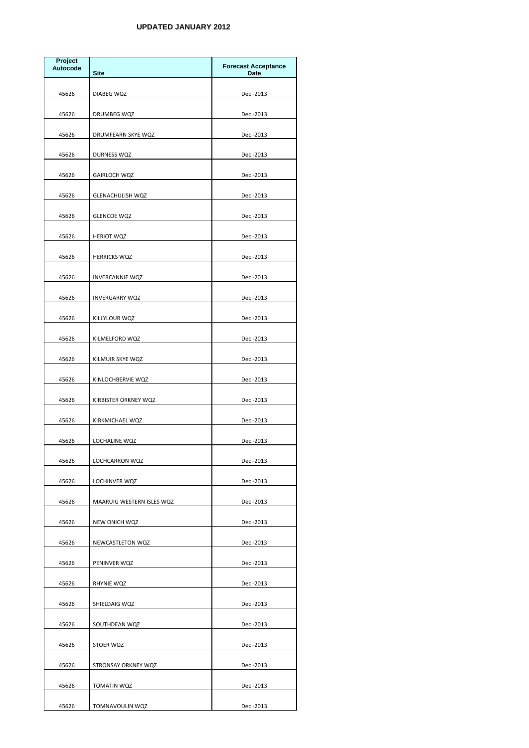**UPDATED JANUARY 2012**

| Project Autocode | Site | Forecast Acceptance Date |
| --- | --- | --- |
| 45626 | DIABEG WQZ | Dec -2013 |
| 45626 | DRUMBEG WQZ | Dec -2013 |
| 45626 | DRUMFEARN SKYE WQZ | Dec -2013 |
| 45626 | DURNESS WQZ | Dec -2013 |
| 45626 | GAIRLOCH WQZ | Dec -2013 |
| 45626 | GLENACHULISH WQZ | Dec -2013 |
| 45626 | GLENCOE WQZ | Dec -2013 |
| 45626 | HERIOT WQZ | Dec -2013 |
| 45626 | HERRICKS WQZ | Dec -2013 |
| 45626 | INVERCANNIE WQZ | Dec -2013 |
| 45626 | INVERGARRY WQZ | Dec -2013 |
| 45626 | KILLYLOUR WQZ | Dec -2013 |
| 45626 | KILMELFORD WQZ | Dec -2013 |
| 45626 | KILMUIR SKYE WQZ | Dec -2013 |
| 45626 | KINLOCHBERVIE WQZ | Dec -2013 |
| 45626 | KIRBISTER ORKNEY WQZ | Dec -2013 |
| 45626 | KIRKMICHAEL WQZ | Dec -2013 |
| 45626 | LOCHALINE WQZ | Dec -2013 |
| 45626 | LOCHCARRON WQZ | Dec -2013 |
| 45626 | LOCHINVER WQZ | Dec -2013 |
| 45626 | MAARUIG WESTERN ISLES WQZ | Dec -2013 |
| 45626 | NEW ONICH WQZ | Dec -2013 |
| 45626 | NEWCASTLETON WQZ | Dec -2013 |
| 45626 | PENINVER WQZ | Dec -2013 |
| 45626 | RHYNIE WQZ | Dec -2013 |
| 45626 | SHIELDAIG WQZ | Dec -2013 |
| 45626 | SOUTHDEAN WQZ | Dec -2013 |
| 45626 | STOER WQZ | Dec -2013 |
| 45626 | STRONSAY ORKNEY WQZ | Dec -2013 |
| 45626 | TOMATIN WQZ | Dec -2013 |
| 45626 | TOMNAVOULIN WQZ | Dec -2013 |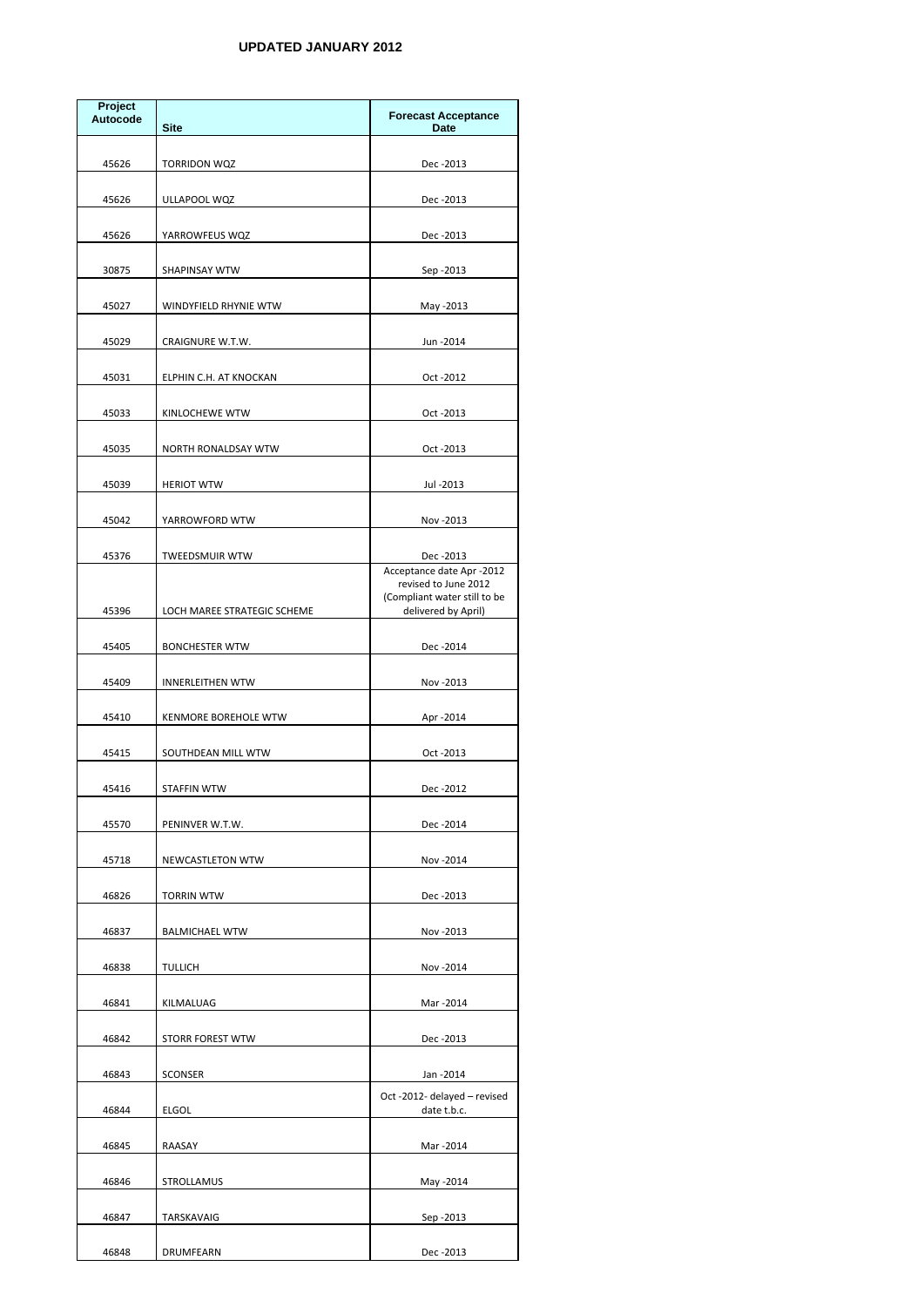**UPDATED JANUARY 2012**

| Project Autocode | Site | Forecast Acceptance Date |
|---|---|---|
| 45626 | TORRIDON WQZ | Dec -2013 |
| 45626 | ULLAPOOL WQZ | Dec -2013 |
| 45626 | YARROWFEUS WQZ | Dec -2013 |
| 30875 | SHAPINSAY WTW | Sep -2013 |
| 45027 | WINDYFIELD RHYNIE WTW | May -2013 |
| 45029 | CRAIGNURE W.T.W. | Jun -2014 |
| 45031 | ELPHIN C.H. AT KNOCKAN | Oct -2012 |
| 45033 | KINLOCHEWE WTW | Oct -2013 |
| 45035 | NORTH RONALDSAY WTW | Oct -2013 |
| 45039 | HERIOT WTW | Jul -2013 |
| 45042 | YARROWFORD WTW | Nov -2013 |
| 45376 | TWEEDSMUIR WTW | Dec -2013 |
| 45396 | LOCH MAREE STRATEGIC SCHEME | Acceptance date Apr -2012 revised to June 2012 (Compliant water still to be delivered by April) |
| 45405 | BONCHESTER WTW | Dec -2014 |
| 45409 | INNERLEITHEN WTW | Nov -2013 |
| 45410 | KENMORE BOREHOLE WTW | Apr -2014 |
| 45415 | SOUTHDEAN MILL WTW | Oct -2013 |
| 45416 | STAFFIN WTW | Dec -2012 |
| 45570 | PENINVER W.T.W. | Dec -2014 |
| 45718 | NEWCASTLETON WTW | Nov -2014 |
| 46826 | TORRIN WTW | Dec -2013 |
| 46837 | BALMICHAEL WTW | Nov -2013 |
| 46838 | TULLICH | Nov -2014 |
| 46841 | KILMALUAG | Mar -2014 |
| 46842 | STORR FOREST WTW | Dec -2013 |
| 46843 | SCONSER | Jan -2014 |
| 46844 | ELGOL | Oct -2012- delayed – revised date t.b.c. |
| 46845 | RAASAY | Mar -2014 |
| 46846 | STROLLAMUS | May -2014 |
| 46847 | TARSKAVAIG | Sep -2013 |
| 46848 | DRUMFEARN | Dec -2013 |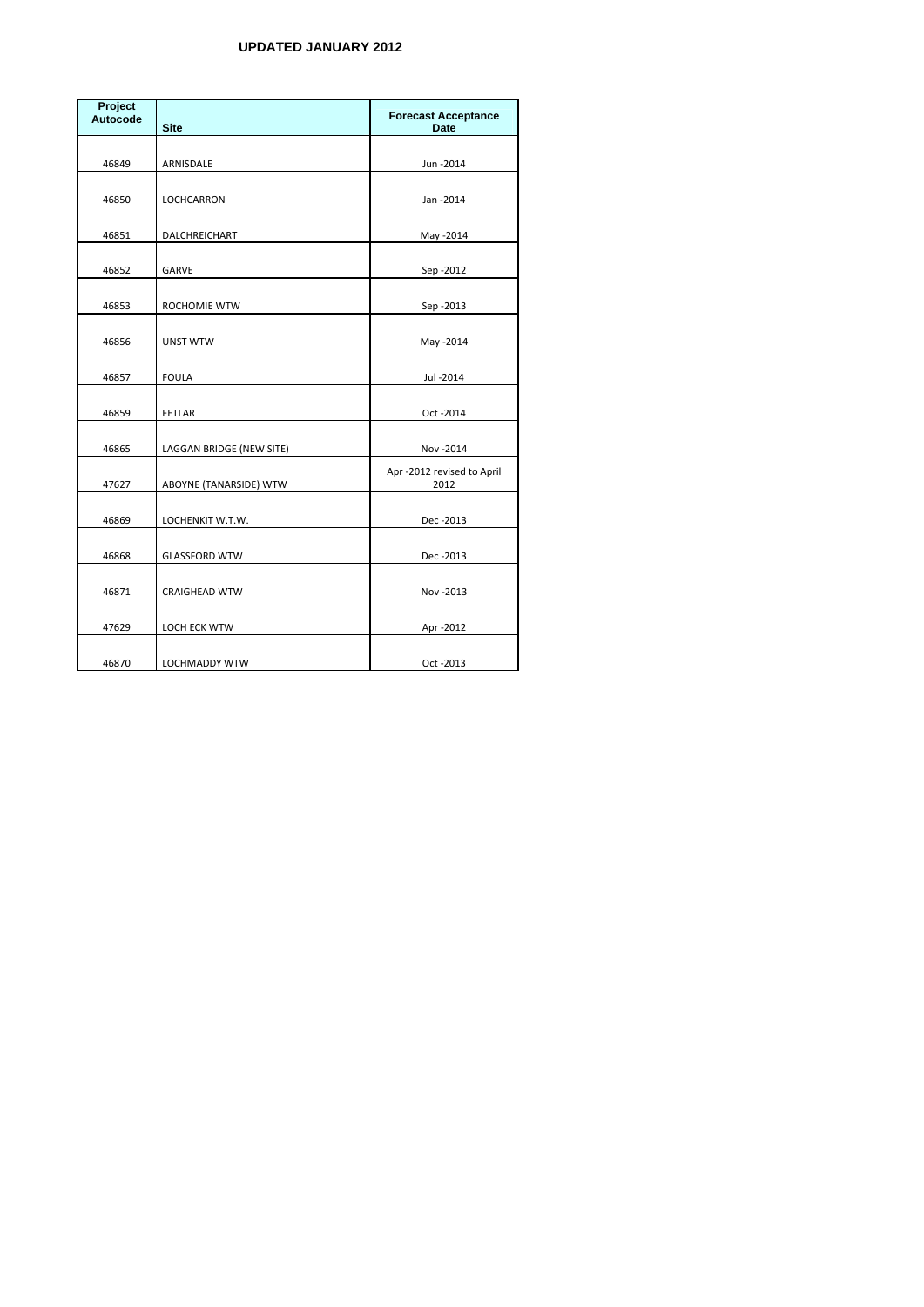**UPDATED JANUARY 2012**

| Project Autocode | Site | Forecast Acceptance Date |
|---|---|---|
| 46849 | ARNISDALE | Jun -2014 |
| 46850 | LOCHCARRON | Jan -2014 |
| 46851 | DALCHREICHART | May -2014 |
| 46852 | GARVE | Sep -2012 |
| 46853 | ROCHOMIE WTW | Sep -2013 |
| 46856 | UNST WTW | May -2014 |
| 46857 | FOULA | Jul -2014 |
| 46859 | FETLAR | Oct -2014 |
| 46865 | LAGGAN BRIDGE (NEW SITE) | Nov -2014 |
| 47627 | ABOYNE (TANARSIDE) WTW | Apr -2012 revised to April 2012 |
| 46869 | LOCHENKIT W.T.W. | Dec -2013 |
| 46868 | GLASSFORD WTW | Dec -2013 |
| 46871 | CRAIGHEAD WTW | Nov -2013 |
| 47629 | LOCH ECK WTW | Apr -2012 |
| 46870 | LOCHMADDY WTW | Oct -2013 |